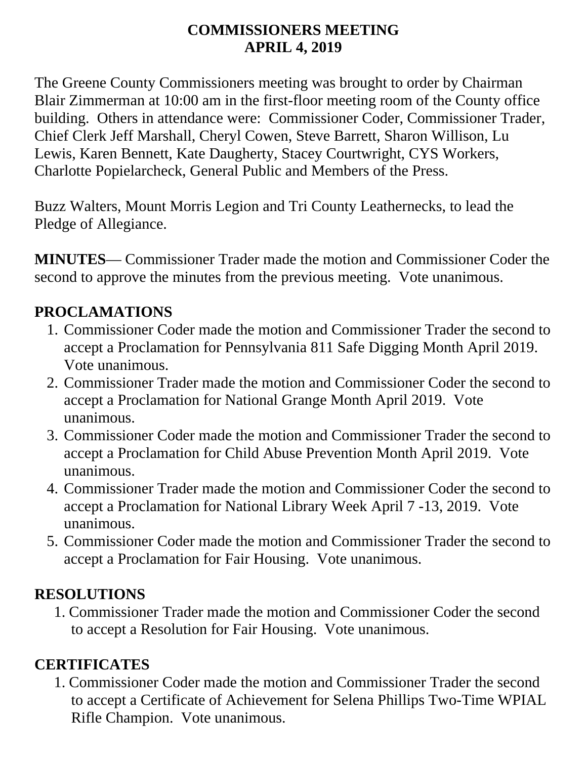# COMMISSIONERS MEETING
# APRIL 4, 2019

The Greene County Commissioners meeting was brought to order by Chairman Blair Zimmerman at 10:00 am in the first-floor meeting room of the County office building. Others in attendance were: Commissioner Coder, Commissioner Trader, Chief Clerk Jeff Marshall, Cheryl Cowen, Steve Barrett, Sharon Willison, Lu Lewis, Karen Bennett, Kate Daugherty, Stacey Courtwright, CYS Workers, Charlotte Popielarcheck, General Public and Members of the Press.

Buzz Walters, Mount Morris Legion and Tri County Leathernecks, to lead the Pledge of Allegiance.

**MINUTES**— Commissioner Trader made the motion and Commissioner Coder the second to approve the minutes from the previous meeting. Vote unanimous.

## PROCLAMATIONS

1. Commissioner Coder made the motion and Commissioner Trader the second to accept a Proclamation for Pennsylvania 811 Safe Digging Month April 2019. Vote unanimous.
2. Commissioner Trader made the motion and Commissioner Coder the second to accept a Proclamation for National Grange Month April 2019. Vote unanimous.
3. Commissioner Coder made the motion and Commissioner Trader the second to accept a Proclamation for Child Abuse Prevention Month April 2019. Vote unanimous.
4. Commissioner Trader made the motion and Commissioner Coder the second to accept a Proclamation for National Library Week April 7 -13, 2019. Vote unanimous.
5. Commissioner Coder made the motion and Commissioner Trader the second to accept a Proclamation for Fair Housing. Vote unanimous.

## RESOLUTIONS

1. Commissioner Trader made the motion and Commissioner Coder the second to accept a Resolution for Fair Housing. Vote unanimous.

## CERTIFICATES

1. Commissioner Coder made the motion and Commissioner Trader the second to accept a Certificate of Achievement for Selena Phillips Two-Time WPIAL Rifle Champion. Vote unanimous.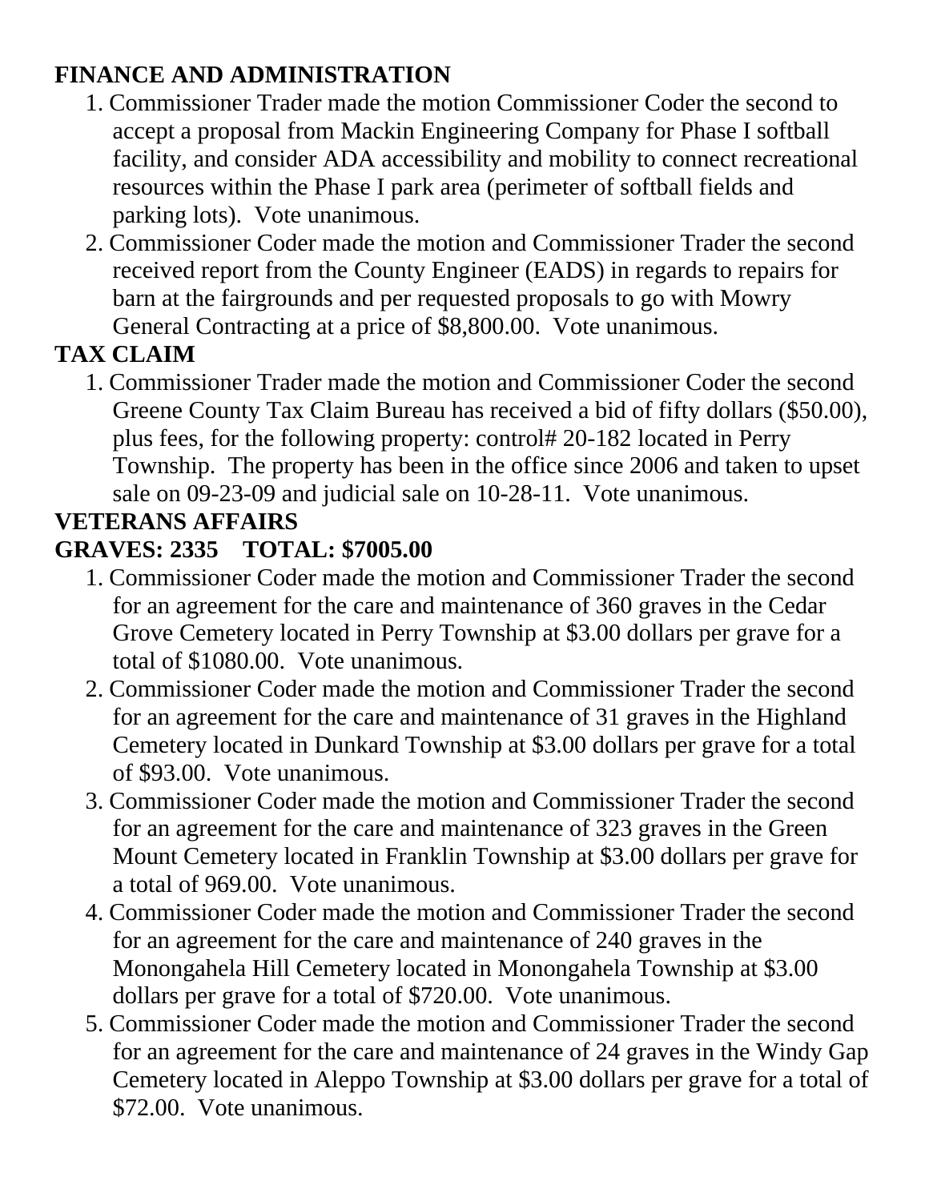**FINANCE AND ADMINISTRATION**

1. Commissioner Trader made the motion Commissioner Coder the second to accept a proposal from Mackin Engineering Company for Phase I softball facility, and consider ADA accessibility and mobility to connect recreational resources within the Phase I park area (perimeter of softball fields and parking lots). Vote unanimous.
2. Commissioner Coder made the motion and Commissioner Trader the second received report from the County Engineer (EADS) in regards to repairs for barn at the fairgrounds and per requested proposals to go with Mowry General Contracting at a price of $8,800.00. Vote unanimous.

**TAX CLAIM**

1. Commissioner Trader made the motion and Commissioner Coder the second Greene County Tax Claim Bureau has received a bid of fifty dollars ($50.00), plus fees, for the following property: control# 20-182 located in Perry Township. The property has been in the office since 2006 and taken to upset sale on 09-23-09 and judicial sale on 10-28-11. Vote unanimous.

**VETERANS AFFAIRS**

**GRAVES: 2335 TOTAL: $7005.00**

1. Commissioner Coder made the motion and Commissioner Trader the second for an agreement for the care and maintenance of 360 graves in the Cedar Grove Cemetery located in Perry Township at $3.00 dollars per grave for a total of $1080.00. Vote unanimous.
2. Commissioner Coder made the motion and Commissioner Trader the second for an agreement for the care and maintenance of 31 graves in the Highland Cemetery located in Dunkard Township at $3.00 dollars per grave for a total of $93.00. Vote unanimous.
3. Commissioner Coder made the motion and Commissioner Trader the second for an agreement for the care and maintenance of 323 graves in the Green Mount Cemetery located in Franklin Township at $3.00 dollars per grave for a total of 969.00. Vote unanimous.
4. Commissioner Coder made the motion and Commissioner Trader the second for an agreement for the care and maintenance of 240 graves in the Monongahela Hill Cemetery located in Monongahela Township at $3.00 dollars per grave for a total of $720.00. Vote unanimous.
5. Commissioner Coder made the motion and Commissioner Trader the second for an agreement for the care and maintenance of 24 graves in the Windy Gap Cemetery located in Aleppo Township at $3.00 dollars per grave for a total of $72.00. Vote unanimous.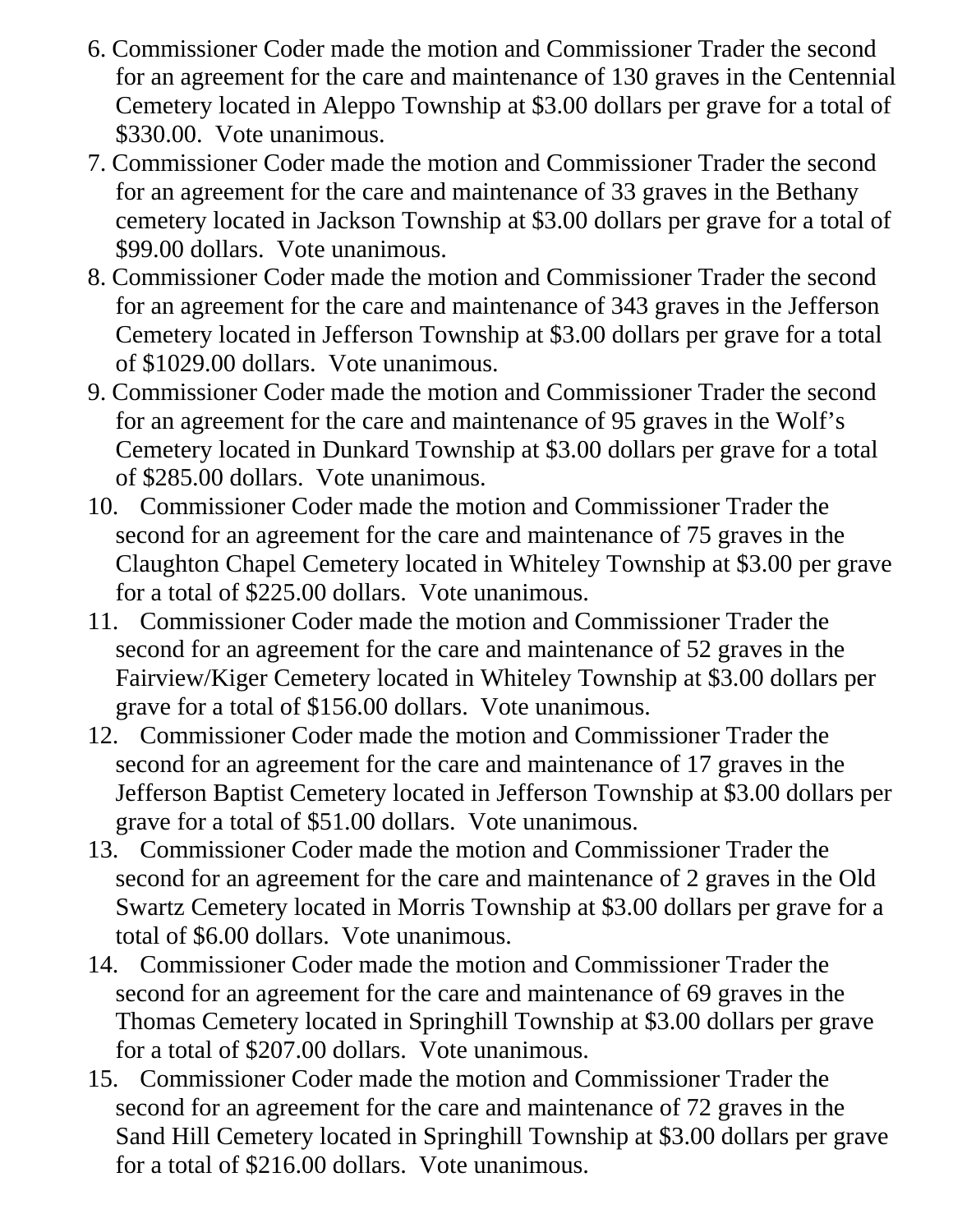6. Commissioner Coder made the motion and Commissioner Trader the second for an agreement for the care and maintenance of 130 graves in the Centennial Cemetery located in Aleppo Township at $3.00 dollars per grave for a total of $330.00.  Vote unanimous.
7. Commissioner Coder made the motion and Commissioner Trader the second for an agreement for the care and maintenance of 33 graves in the Bethany cemetery located in Jackson Township at $3.00 dollars per grave for a total of $99.00 dollars.  Vote unanimous.
8. Commissioner Coder made the motion and Commissioner Trader the second for an agreement for the care and maintenance of 343 graves in the Jefferson Cemetery located in Jefferson Township at $3.00 dollars per grave for a total of $1029.00 dollars.  Vote unanimous.
9. Commissioner Coder made the motion and Commissioner Trader the second for an agreement for the care and maintenance of 95 graves in the Wolf's Cemetery located in Dunkard Township at $3.00 dollars per grave for a total of $285.00 dollars.  Vote unanimous.
10. Commissioner Coder made the motion and Commissioner Trader the second for an agreement for the care and maintenance of 75 graves in the Claughton Chapel Cemetery located in Whiteley Township at $3.00 per grave for a total of $225.00 dollars.  Vote unanimous.
11. Commissioner Coder made the motion and Commissioner Trader the second for an agreement for the care and maintenance of 52 graves in the Fairview/Kiger Cemetery located in Whiteley Township at $3.00 dollars per grave for a total of $156.00 dollars.  Vote unanimous.
12. Commissioner Coder made the motion and Commissioner Trader the second for an agreement for the care and maintenance of 17 graves in the Jefferson Baptist Cemetery located in Jefferson Township at $3.00 dollars per grave for a total of $51.00 dollars.  Vote unanimous.
13. Commissioner Coder made the motion and Commissioner Trader the second for an agreement for the care and maintenance of 2 graves in the Old Swartz Cemetery located in Morris Township at $3.00 dollars per grave for a total of $6.00 dollars.  Vote unanimous.
14. Commissioner Coder made the motion and Commissioner Trader the second for an agreement for the care and maintenance of 69 graves in the Thomas Cemetery located in Springhill Township at $3.00 dollars per grave for a total of $207.00 dollars.  Vote unanimous.
15. Commissioner Coder made the motion and Commissioner Trader the second for an agreement for the care and maintenance of 72 graves in the Sand Hill Cemetery located in Springhill Township at $3.00 dollars per grave for a total of $216.00 dollars.  Vote unanimous.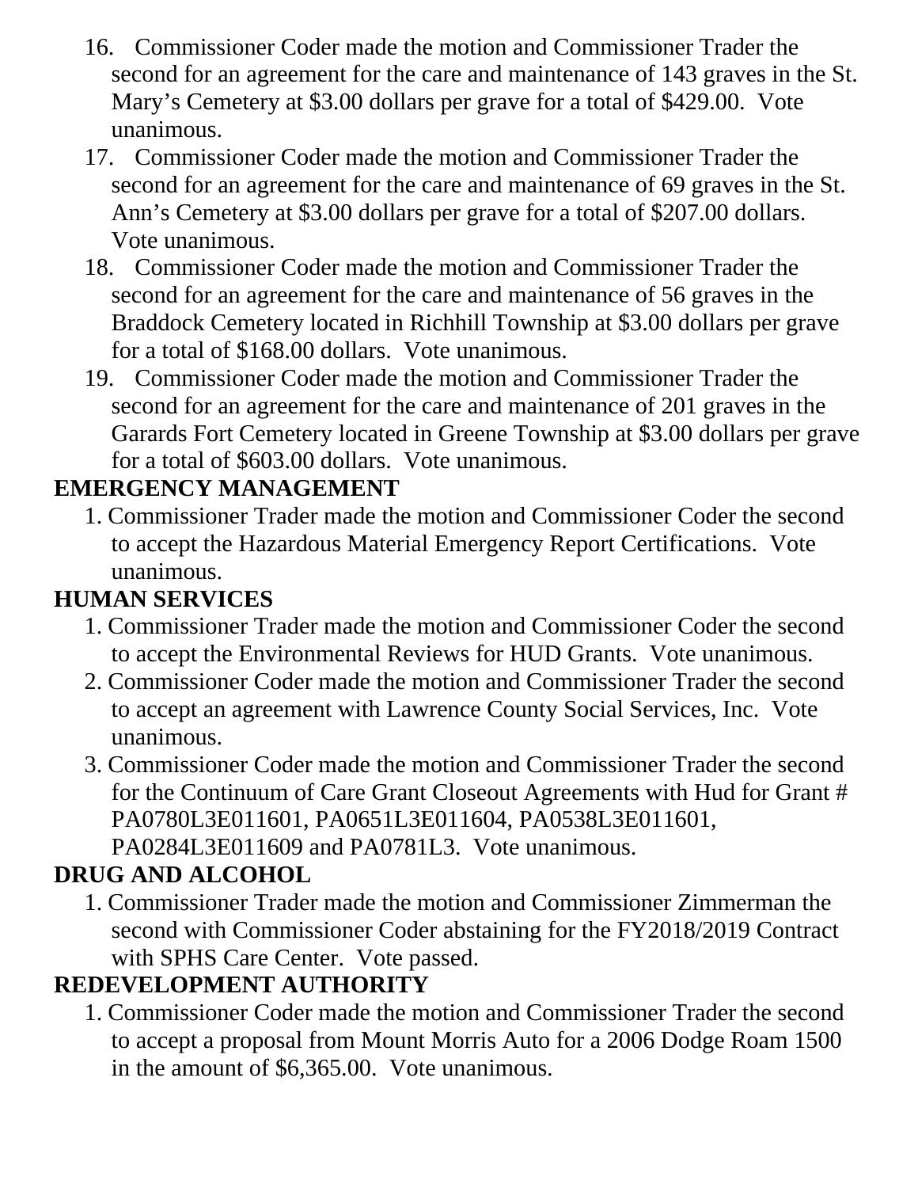16. Commissioner Coder made the motion and Commissioner Trader the second for an agreement for the care and maintenance of 143 graves in the St. Mary's Cemetery at $3.00 dollars per grave for a total of $429.00. Vote unanimous.
17. Commissioner Coder made the motion and Commissioner Trader the second for an agreement for the care and maintenance of 69 graves in the St. Ann's Cemetery at $3.00 dollars per grave for a total of $207.00 dollars. Vote unanimous.
18. Commissioner Coder made the motion and Commissioner Trader the second for an agreement for the care and maintenance of 56 graves in the Braddock Cemetery located in Richhill Township at $3.00 dollars per grave for a total of $168.00 dollars. Vote unanimous.
19. Commissioner Coder made the motion and Commissioner Trader the second for an agreement for the care and maintenance of 201 graves in the Garards Fort Cemetery located in Greene Township at $3.00 dollars per grave for a total of $603.00 dollars. Vote unanimous.

**EMERGENCY MANAGEMENT**

1. Commissioner Trader made the motion and Commissioner Coder the second to accept the Hazardous Material Emergency Report Certifications. Vote unanimous.

**HUMAN SERVICES**

1. Commissioner Trader made the motion and Commissioner Coder the second to accept the Environmental Reviews for HUD Grants. Vote unanimous.
2. Commissioner Coder made the motion and Commissioner Trader the second to accept an agreement with Lawrence County Social Services, Inc. Vote unanimous.
3. Commissioner Coder made the motion and Commissioner Trader the second for the Continuum of Care Grant Closeout Agreements with Hud for Grant # PA0780L3E011601, PA0651L3E011604, PA0538L3E011601, PA0284L3E011609 and PA0781L3. Vote unanimous.

**DRUG AND ALCOHOL**

1. Commissioner Trader made the motion and Commissioner Zimmerman the second with Commissioner Coder abstaining for the FY2018/2019 Contract with SPHS Care Center. Vote passed.

**REDEVELOPMENT AUTHORITY**

1. Commissioner Coder made the motion and Commissioner Trader the second to accept a proposal from Mount Morris Auto for a 2006 Dodge Roam 1500 in the amount of $6,365.00. Vote unanimous.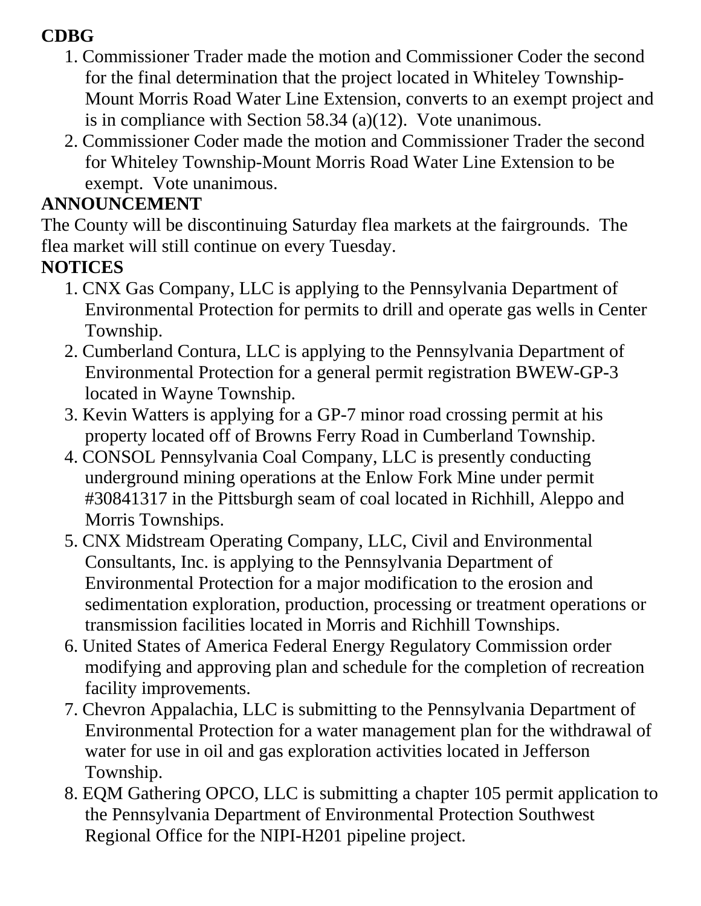**CDBG**

1. Commissioner Trader made the motion and Commissioner Coder the second for the final determination that the project located in Whiteley Township-Mount Morris Road Water Line Extension, converts to an exempt project and is in compliance with Section 58.34 (a)(12). Vote unanimous.
2. Commissioner Coder made the motion and Commissioner Trader the second for Whiteley Township-Mount Morris Road Water Line Extension to be exempt. Vote unanimous.

**ANNOUNCEMENT**

The County will be discontinuing Saturday flea markets at the fairgrounds. The flea market will still continue on every Tuesday.

**NOTICES**

1. CNX Gas Company, LLC is applying to the Pennsylvania Department of Environmental Protection for permits to drill and operate gas wells in Center Township.
2. Cumberland Contura, LLC is applying to the Pennsylvania Department of Environmental Protection for a general permit registration BWEW-GP-3 located in Wayne Township.
3. Kevin Watters is applying for a GP-7 minor road crossing permit at his property located off of Browns Ferry Road in Cumberland Township.
4. CONSOL Pennsylvania Coal Company, LLC is presently conducting underground mining operations at the Enlow Fork Mine under permit #30841317 in the Pittsburgh seam of coal located in Richhill, Aleppo and Morris Townships.
5. CNX Midstream Operating Company, LLC, Civil and Environmental Consultants, Inc. is applying to the Pennsylvania Department of Environmental Protection for a major modification to the erosion and sedimentation exploration, production, processing or treatment operations or transmission facilities located in Morris and Richhill Townships.
6. United States of America Federal Energy Regulatory Commission order modifying and approving plan and schedule for the completion of recreation facility improvements.
7. Chevron Appalachia, LLC is submitting to the Pennsylvania Department of Environmental Protection for a water management plan for the withdrawal of water for use in oil and gas exploration activities located in Jefferson Township.
8. EQM Gathering OPCO, LLC is submitting a chapter 105 permit application to the Pennsylvania Department of Environmental Protection Southwest Regional Office for the NIPI-H201 pipeline project.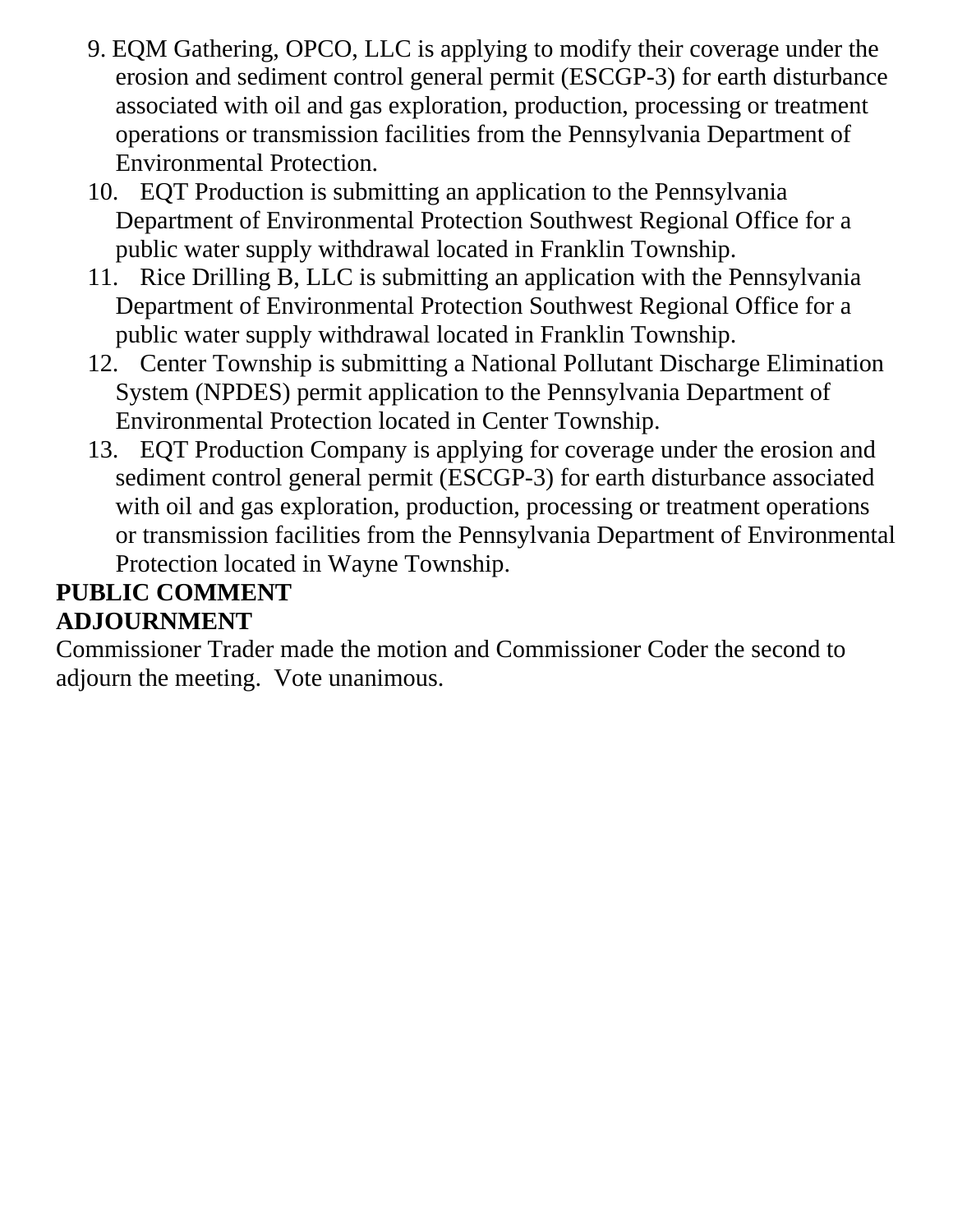9. EQM Gathering, OPCO, LLC is applying to modify their coverage under the erosion and sediment control general permit (ESCGP-3) for earth disturbance associated with oil and gas exploration, production, processing or treatment operations or transmission facilities from the Pennsylvania Department of Environmental Protection.
10. EQT Production is submitting an application to the Pennsylvania Department of Environmental Protection Southwest Regional Office for a public water supply withdrawal located in Franklin Township.
11. Rice Drilling B, LLC is submitting an application with the Pennsylvania Department of Environmental Protection Southwest Regional Office for a public water supply withdrawal located in Franklin Township.
12. Center Township is submitting a National Pollutant Discharge Elimination System (NPDES) permit application to the Pennsylvania Department of Environmental Protection located in Center Township.
13. EQT Production Company is applying for coverage under the erosion and sediment control general permit (ESCGP-3) for earth disturbance associated with oil and gas exploration, production, processing or treatment operations or transmission facilities from the Pennsylvania Department of Environmental Protection located in Wayne Township.

**PUBLIC COMMENT**

**ADJOURNMENT**

Commissioner Trader made the motion and Commissioner Coder the second to adjourn the meeting. Vote unanimous.